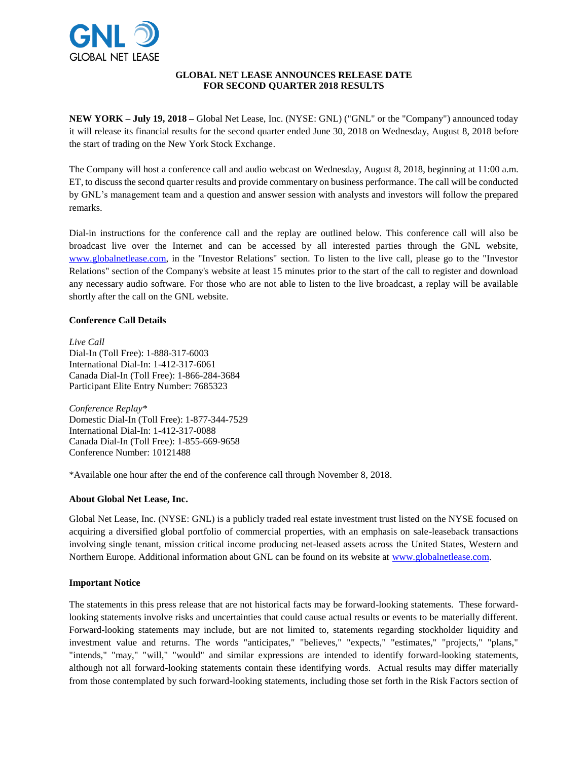GNL
GLOBAL NET LEASE

# GLOBAL NET LEASE ANNOUNCES RELEASE DATE FOR SECOND QUARTER 2018 RESULTS

**NEW YORK – July 19, 2018 –** Global Net Lease, Inc. (NYSE: GNL) ("GNL" or the "Company") announced today it will release its financial results for the second quarter ended June 30, 2018 on Wednesday, August 8, 2018 before the start of trading on the New York Stock Exchange.

The Company will host a conference call and audio webcast on Wednesday, August 8, 2018, beginning at 11:00 a.m. ET, to discuss the second quarter results and provide commentary on business performance. The call will be conducted by GNL's management team and a question and answer session with analysts and investors will follow the prepared remarks.

Dial-in instructions for the conference call and the replay are outlined below. This conference call will also be broadcast live over the Internet and can be accessed by all interested parties through the GNL website, www.globalnetlease.com, in the "Investor Relations" section. To listen to the live call, please go to the "Investor Relations" section of the Company's website at least 15 minutes prior to the start of the call to register and download any necessary audio software. For those who are not able to listen to the live broadcast, a replay will be available shortly after the call on the GNL website.

**Conference Call Details**

*Live Call*
Dial-In (Toll Free): 1-888-317-6003
International Dial-In: 1-412-317-6061
Canada Dial-In (Toll Free): 1-866-284-3684
Participant Elite Entry Number: 7685323

*Conference Replay\**
Domestic Dial-In (Toll Free): 1-877-344-7529
International Dial-In: 1-412-317-0088
Canada Dial-In (Toll Free): 1-855-669-9658
Conference Number: 10121488

\*Available one hour after the end of the conference call through November 8, 2018.

**About Global Net Lease, Inc.**

Global Net Lease, Inc. (NYSE: GNL) is a publicly traded real estate investment trust listed on the NYSE focused on acquiring a diversified global portfolio of commercial properties, with an emphasis on sale-leaseback transactions involving single tenant, mission critical income producing net-leased assets across the United States, Western and Northern Europe. Additional information about GNL can be found on its website at www.globalnetlease.com.

**Important Notice**

The statements in this press release that are not historical facts may be forward-looking statements. These forward-looking statements involve risks and uncertainties that could cause actual results or events to be materially different. Forward-looking statements may include, but are not limited to, statements regarding stockholder liquidity and investment value and returns. The words "anticipates," "believes," "expects," "estimates," "projects," "plans," "intends," "may," "will," "would" and similar expressions are intended to identify forward-looking statements, although not all forward-looking statements contain these identifying words. Actual results may differ materially from those contemplated by such forward-looking statements, including those set forth in the Risk Factors section of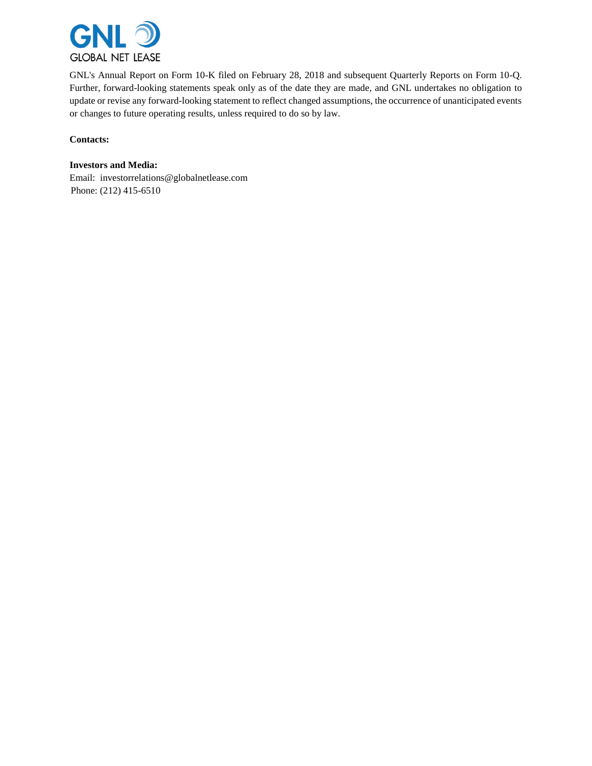GNL's Annual Report on Form 10-K filed on February 28, 2018 and subsequent Quarterly Reports on Form 10-Q. Further, forward-looking statements speak only as of the date they are made, and GNL undertakes no obligation to update or revise any forward-looking statement to reflect changed assumptions, the occurrence of unanticipated events or changes to future operating results, unless required to do so by law.

**Contacts:**

**Investors and Media:**
Email: investorrelations@globalnetlease.com
Phone: (212) 415-6510